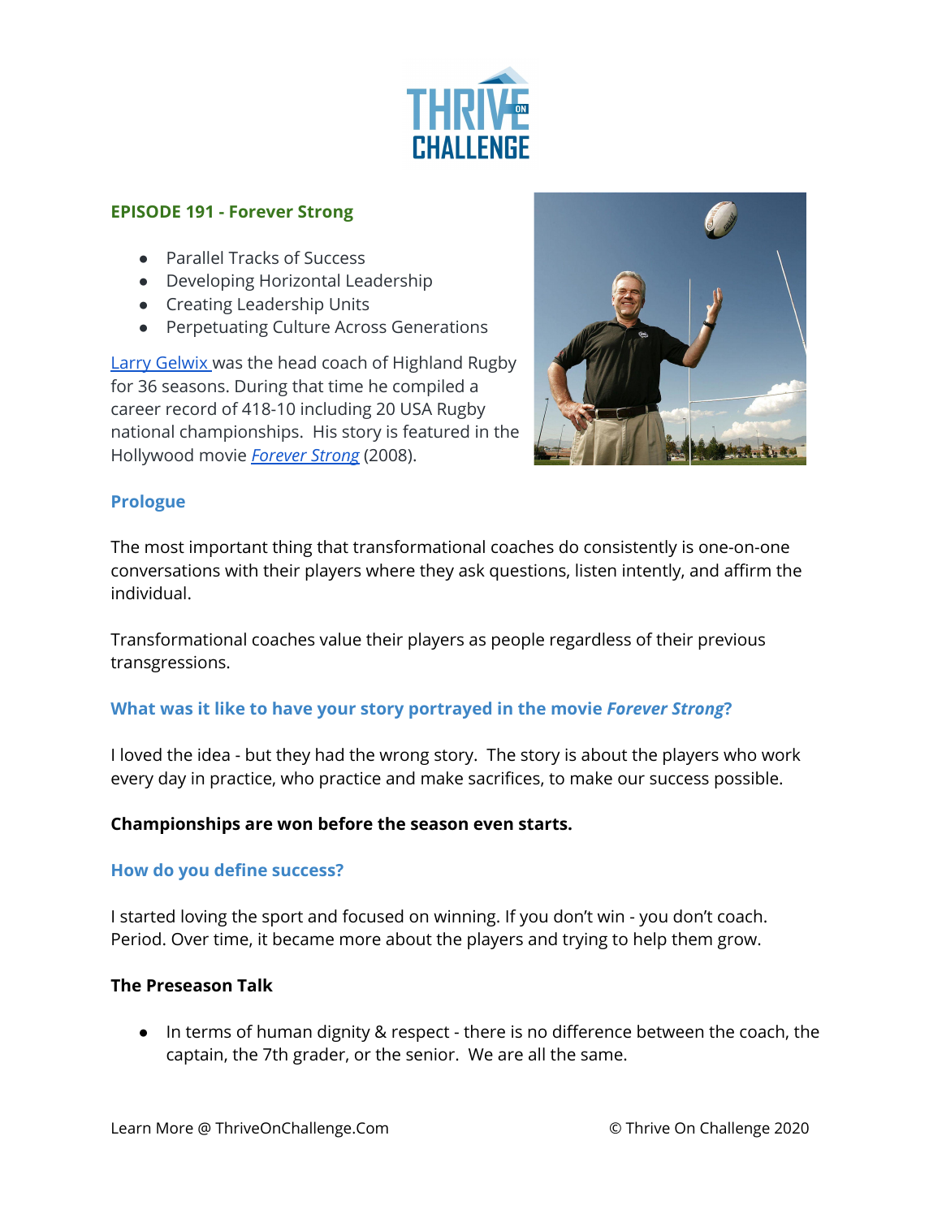# EPISODE 191 - Forever Strong

- Parallel Tracks of Success
- Developing Horizontal Leadership
- Creating Leadership Units
- Perpetuating Culture Across Generations

[Larry Gelwix](#) was the head coach of Highland Rugby for 36 seasons. During that time he compiled a career record of 418-10 including 20 USA Rugby national championships. His story is featured in the Hollywood movie [*Forever Strong*](#) (2008).

## Prologue

The most important thing that transformational coaches do consistently is one-on-one conversations with their players where they ask questions, listen intently, and affirm the individual.

Transformational coaches value their players as people regardless of their previous transgressions.

## What was it like to have your story portrayed in the movie *Forever Strong*?

I loved the idea - but they had the wrong story. The story is about the players who work every day in practice, who practice and make sacrifices, to make our success possible.

**Championships are won before the season even starts.**

## How do you define success?

I started loving the sport and focused on winning. If you don't win - you don't coach. Period. Over time, it became more about the players and trying to help them grow.

**The Preseason Talk**

- In terms of human dignity & respect - there is no difference between the coach, the captain, the 7th grader, or the senior. We are all the same.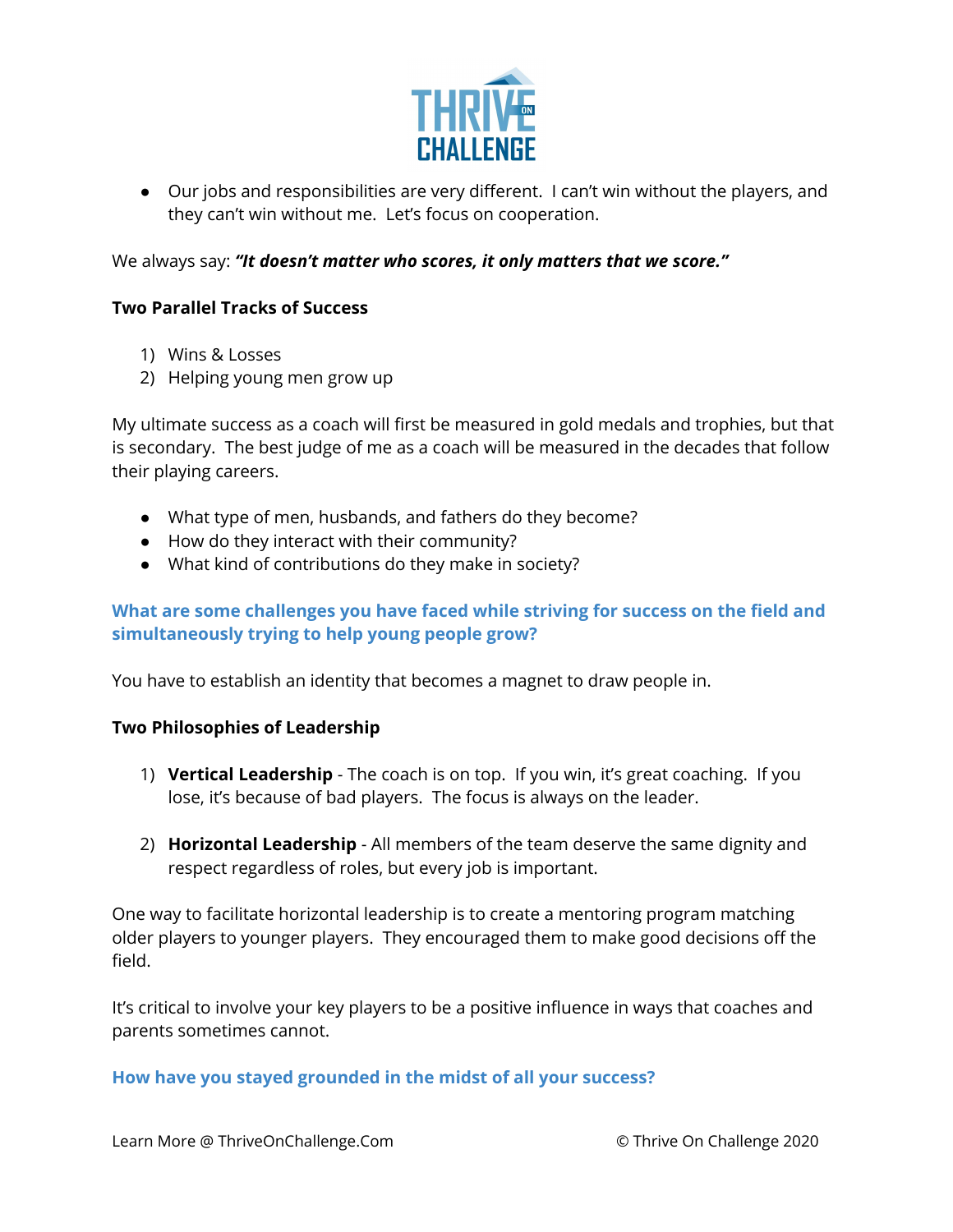- Our jobs and responsibilities are very different. I can't win without the players, and they can't win without me. Let's focus on cooperation.

We always say: ***"It doesn't matter who scores, it only matters that we score."***

**Two Parallel Tracks of Success**

1) Wins & Losses
2) Helping young men grow up

My ultimate success as a coach will first be measured in gold medals and trophies, but that is secondary. The best judge of me as a coach will be measured in the decades that follow their playing careers.

- What type of men, husbands, and fathers do they become?
- How do they interact with their community?
- What kind of contributions do they make in society?

### What are some challenges you have faced while striving for success on the field and simultaneously trying to help young people grow?

You have to establish an identity that becomes a magnet to draw people in.

**Two Philosophies of Leadership**

1) **Vertical Leadership** - The coach is on top. If you win, it's great coaching. If you lose, it's because of bad players. The focus is always on the leader.

2) **Horizontal Leadership** - All members of the team deserve the same dignity and respect regardless of roles, but every job is important.

One way to facilitate horizontal leadership is to create a mentoring program matching older players to younger players. They encouraged them to make good decisions off the field.

It's critical to involve your key players to be a positive influence in ways that coaches and parents sometimes cannot.

### How have you stayed grounded in the midst of all your success?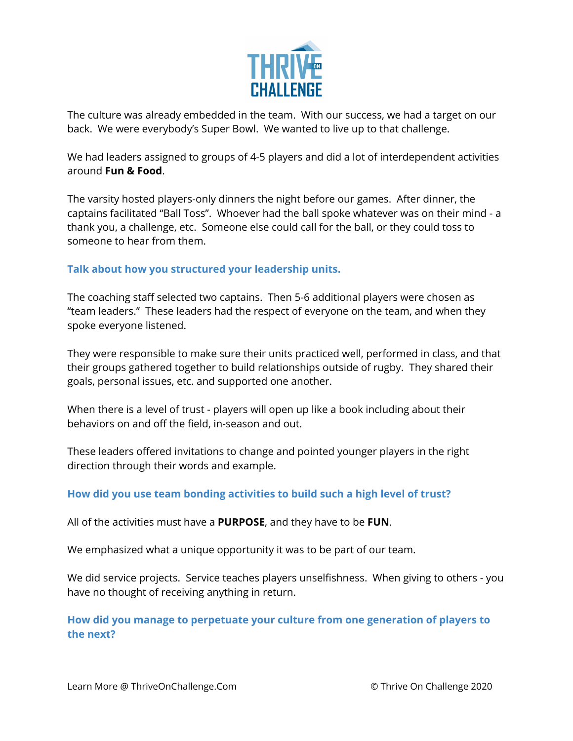The culture was already embedded in the team. With our success, we had a target on our back. We were everybody's Super Bowl. We wanted to live up to that challenge.

We had leaders assigned to groups of 4-5 players and did a lot of interdependent activities around **Fun & Food**.

The varsity hosted players-only dinners the night before our games. After dinner, the captains facilitated "Ball Toss". Whoever had the ball spoke whatever was on their mind - a thank you, a challenge, etc. Someone else could call for the ball, or they could toss to someone to hear from them.

### Talk about how you structured your leadership units.

The coaching staff selected two captains. Then 5-6 additional players were chosen as "team leaders." These leaders had the respect of everyone on the team, and when they spoke everyone listened.

They were responsible to make sure their units practiced well, performed in class, and that their groups gathered together to build relationships outside of rugby. They shared their goals, personal issues, etc. and supported one another.

When there is a level of trust - players will open up like a book including about their behaviors on and off the field, in-season and out.

These leaders offered invitations to change and pointed younger players in the right direction through their words and example.

### How did you use team bonding activities to build such a high level of trust?

All of the activities must have a **PURPOSE**, and they have to be **FUN**.

We emphasized what a unique opportunity it was to be part of our team.

We did service projects. Service teaches players unselfishness. When giving to others - you have no thought of receiving anything in return.

### How did you manage to perpetuate your culture from one generation of players to the next?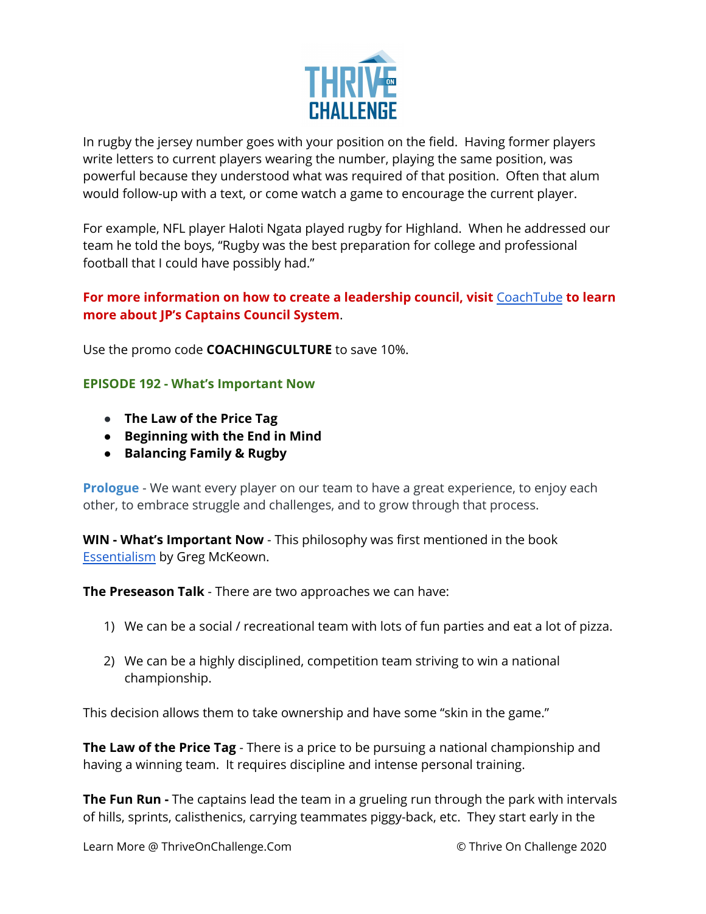In rugby the jersey number goes with your position on the field. Having former players write letters to current players wearing the number, playing the same position, was powerful because they understood what was required of that position. Often that alum would follow-up with a text, or come watch a game to encourage the current player.

For example, NFL player Haloti Ngata played rugby for Highland. When he addressed our team he told the boys, "Rugby was the best preparation for college and professional football that I could have possibly had."

**For more information on how to create a leadership council, visit [CoachTube] to learn more about JP's Captains Council System.**

Use the promo code **COACHINGCULTURE** to save 10%.

## EPISODE 192 - What's Important Now

- **The Law of the Price Tag**
- **Beginning with the End in Mind**
- **Balancing Family & Rugby**

**Prologue** - We want every player on our team to have a great experience, to enjoy each other, to embrace struggle and challenges, and to grow through that process.

**WIN - What's Important Now** - This philosophy was first mentioned in the book [Essentialism] by Greg McKeown.

**The Preseason Talk** - There are two approaches we can have:

1) We can be a social / recreational team with lots of fun parties and eat a lot of pizza.

2) We can be a highly disciplined, competition team striving to win a national championship.

This decision allows them to take ownership and have some "skin in the game."

**The Law of the Price Tag** - There is a price to be pursuing a national championship and having a winning team. It requires discipline and intense personal training.

**The Fun Run -** The captains lead the team in a grueling run through the park with intervals of hills, sprints, calisthenics, carrying teammates piggy-back, etc. They start early in the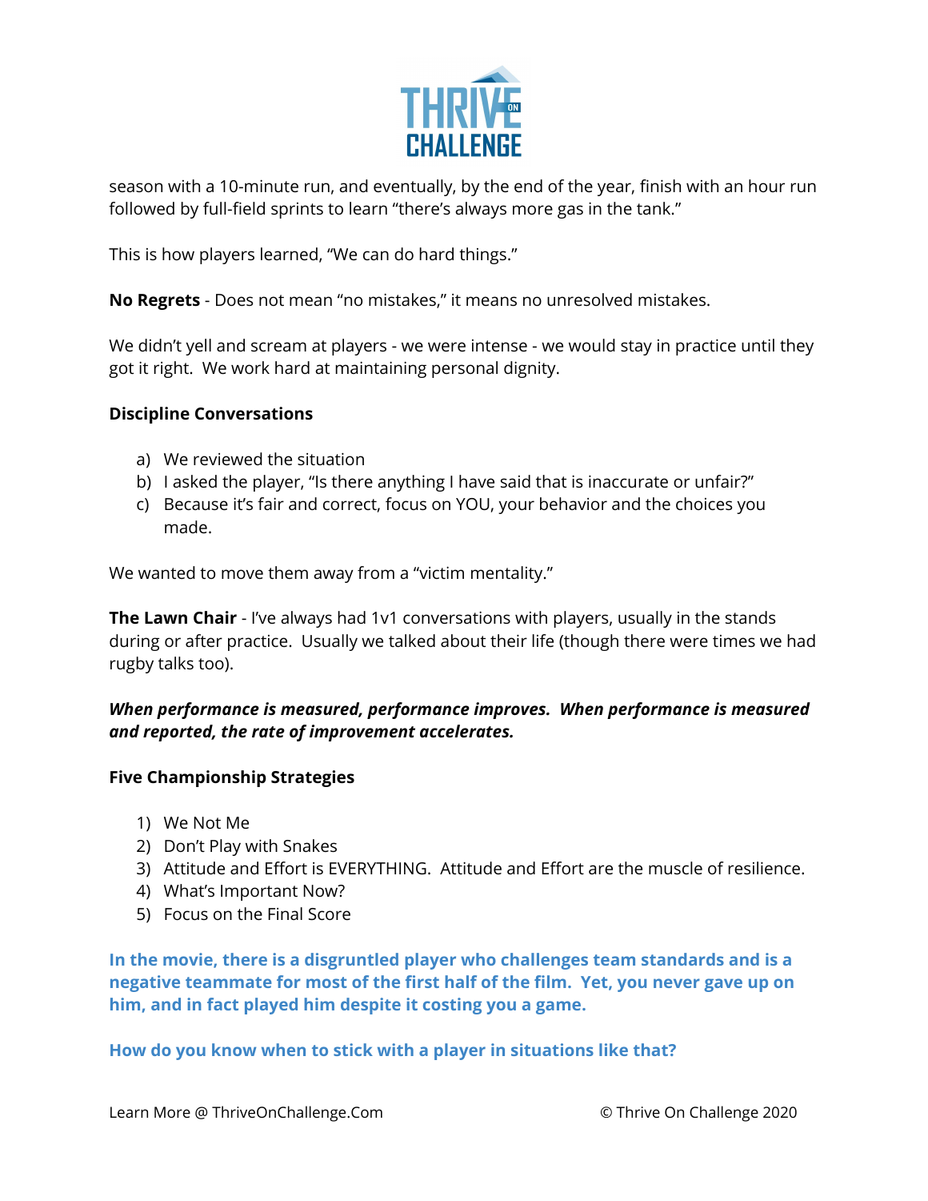season with a 10-minute run, and eventually, by the end of the year, finish with an hour run followed by full-field sprints to learn "there's always more gas in the tank."

This is how players learned, "We can do hard things."

**No Regrets** - Does not mean "no mistakes," it means no unresolved mistakes.

We didn't yell and scream at players - we were intense - we would stay in practice until they got it right. We work hard at maintaining personal dignity.

**Discipline Conversations**

a) We reviewed the situation
b) I asked the player, "Is there anything I have said that is inaccurate or unfair?"
c) Because it's fair and correct, focus on YOU, your behavior and the choices you made.

We wanted to move them away from a "victim mentality."

**The Lawn Chair** - I've always had 1v1 conversations with players, usually in the stands during or after practice. Usually we talked about their life (though there were times we had rugby talks too).

***When performance is measured, performance improves. When performance is measured and reported, the rate of improvement accelerates.***

**Five Championship Strategies**

1) We Not Me
2) Don't Play with Snakes
3) Attitude and Effort is EVERYTHING. Attitude and Effort are the muscle of resilience.
4) What's Important Now?
5) Focus on the Final Score

**In the movie, there is a disgruntled player who challenges team standards and is a negative teammate for most of the first half of the film. Yet, you never gave up on him, and in fact played him despite it costing you a game.**

**How do you know when to stick with a player in situations like that?**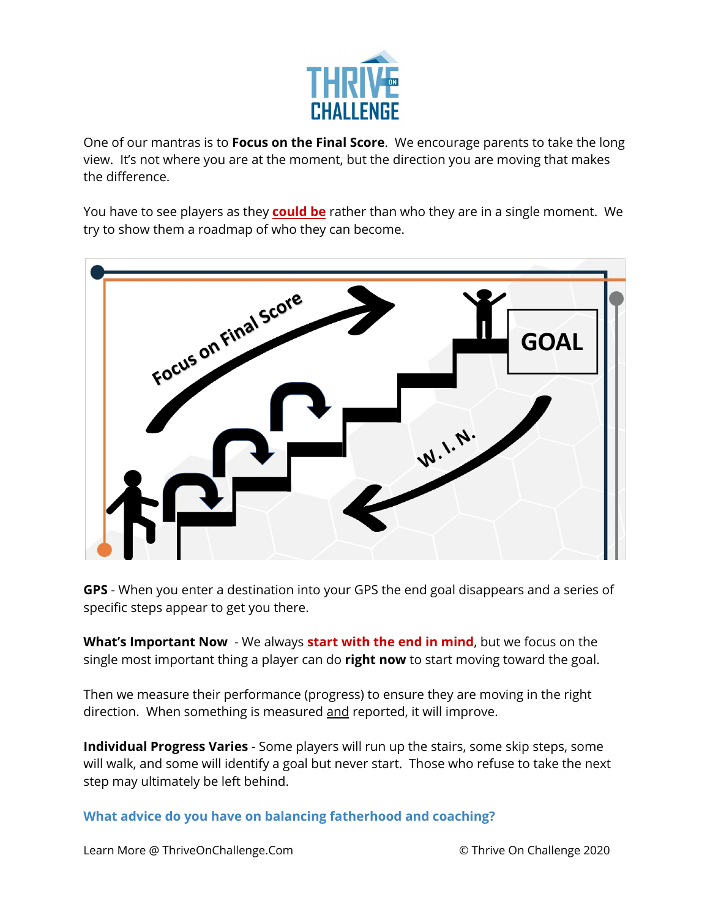One of our mantras is to **Focus on the Final Score**. We encourage parents to take the long view. It's not where you are at the moment, but the direction you are moving that makes the difference.

You have to see players as they **could be** rather than who they are in a single moment. We try to show them a roadmap of who they can become.

**GPS** - When you enter a destination into your GPS the end goal disappears and a series of specific steps appear to get you there.

**What's Important Now** - We always **start with the end in mind**, but we focus on the single most important thing a player can do **right now** to start moving toward the goal.

Then we measure their performance (progress) to ensure they are moving in the right direction. When something is measured and reported, it will improve.

**Individual Progress Varies** - Some players will run up the stairs, some skip steps, some will walk, and some will identify a goal but never start. Those who refuse to take the next step may ultimately be left behind.

**What advice do you have on balancing fatherhood and coaching?**

Learn More @ ThriveOnChallenge.Com © Thrive On Challenge 2020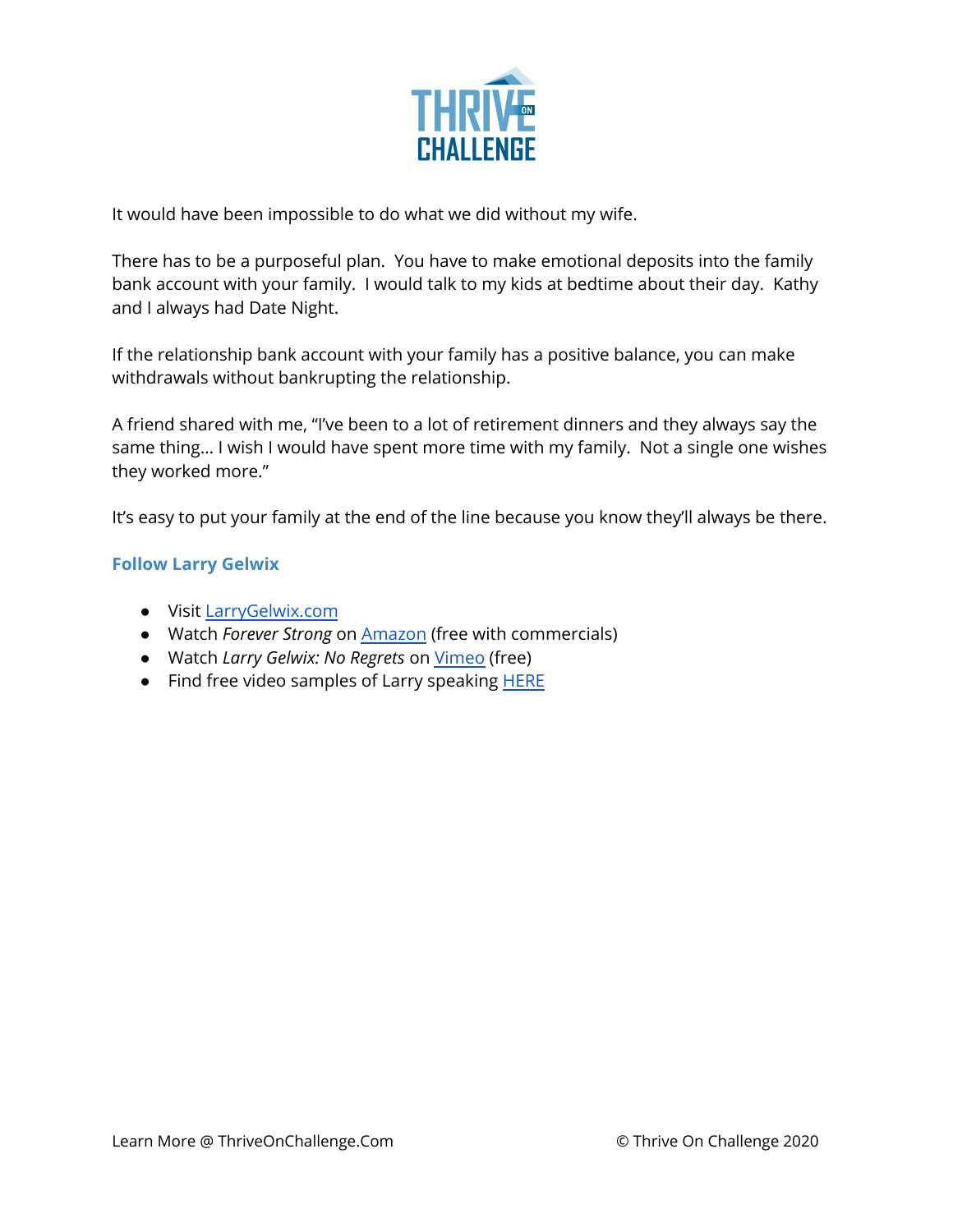It would have been impossible to do what we did without my wife.

There has to be a purposeful plan. You have to make emotional deposits into the family bank account with your family. I would talk to my kids at bedtime about their day. Kathy and I always had Date Night.

If the relationship bank account with your family has a positive balance, you can make withdrawals without bankrupting the relationship.

A friend shared with me, "I've been to a lot of retirement dinners and they always say the same thing... I wish I would have spent more time with my family. Not a single one wishes they worked more."

It's easy to put your family at the end of the line because you know they'll always be there.

### Follow Larry Gelwix

- Visit LarryGelwix.com
- Watch *Forever Strong* on Amazon (free with commercials)
- Watch *Larry Gelwix: No Regrets* on Vimeo (free)
- Find free video samples of Larry speaking HERE